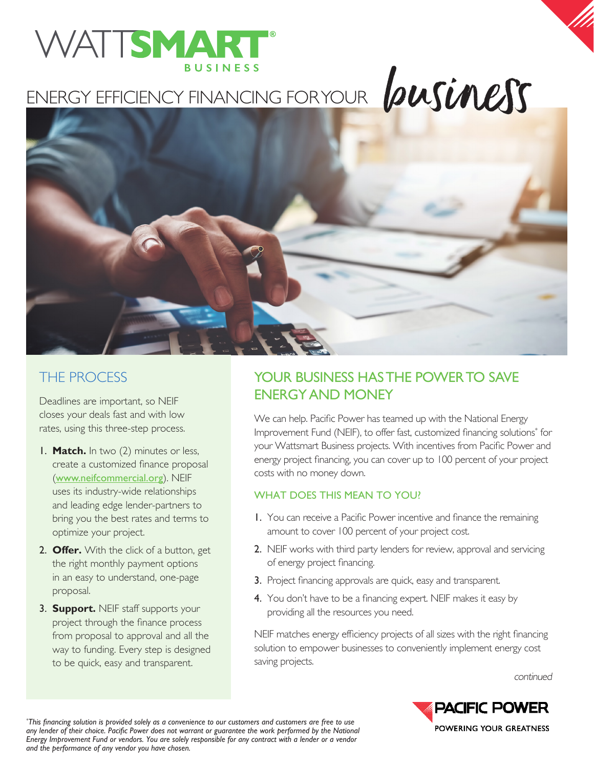WATTSMART® BUSINESS

# ENERGY EFFICIENCY FINANCING FOR YOUR *business*

## THE PROCESS

Deadlines are important, so NEIF closes your deals fast and with low rates, using this three-step process.

1. **Match.** In two (2) minutes or less, create a customized finance proposal (www.neifcommercial.org). NEIF uses its industry-wide relationships and leading edge lender-partners to bring you the best rates and terms to optimize your project.
2. **Offer.** With the click of a button, get the right monthly payment options in an easy to understand, one-page proposal.
3. **Support.** NEIF staff supports your project through the finance process from proposal to approval and all the way to funding. Every step is designed to be quick, easy and transparent.

## YOUR BUSINESS HAS THE POWER TO SAVE ENERGY AND MONEY

We can help. Pacific Power has teamed up with the National Energy Improvement Fund (NEIF), to offer fast, customized financing solutions* for your Wattsmart Business projects. With incentives from Pacific Power and energy project financing, you can cover up to 100 percent of your project costs with no money down.

### WHAT DOES THIS MEAN TO YOU?

1. You can receive a Pacific Power incentive and finance the remaining amount to cover 100 percent of your project cost.
2. NEIF works with third party lenders for review, approval and servicing of energy project financing.
3. Project financing approvals are quick, easy and transparent.
4. You don't have to be a financing expert. NEIF makes it easy by providing all the resources you need.

NEIF matches energy efficiency projects of all sizes with the right financing solution to empower businesses to conveniently implement energy cost saving projects.

*continued*

*\*This financing solution is provided solely as a convenience to our customers and customers are free to use any lender of their choice. Pacific Power does not warrant or guarantee the work performed by the National Energy Improvement Fund or vendors. You are solely responsible for any contract with a lender or a vendor and the performance of any vendor you have chosen.*

PACIFIC POWER
POWERING YOUR GREATNESS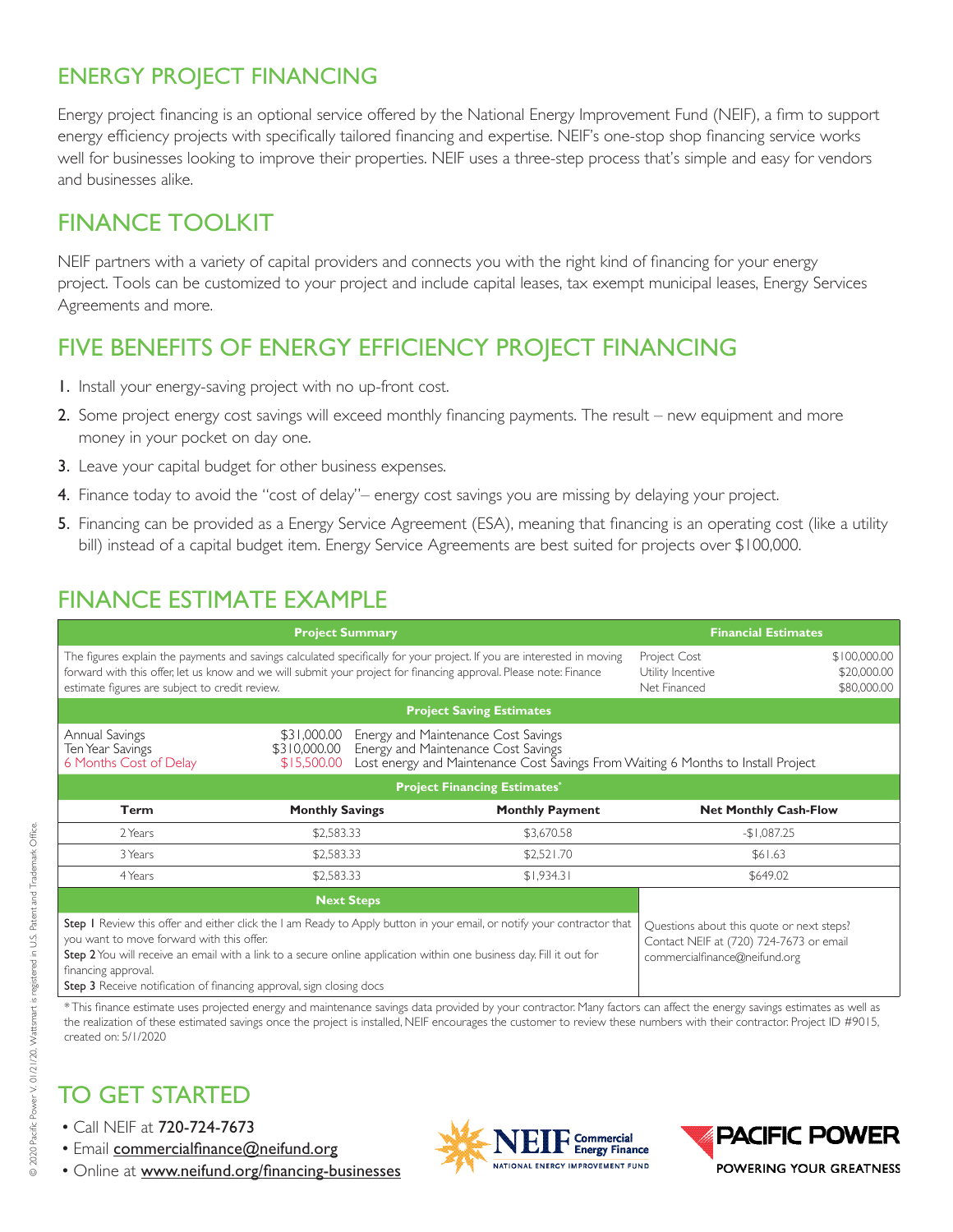## ENERGY PROJECT FINANCING

Energy project financing is an optional service offered by the National Energy Improvement Fund (NEIF), a firm to support energy efficiency projects with specifically tailored financing and expertise. NEIF's one-stop shop financing service works well for businesses looking to improve their properties. NEIF uses a three-step process that's simple and easy for vendors and businesses alike.

## FINANCE TOOLKIT

NEIF partners with a variety of capital providers and connects you with the right kind of financing for your energy project. Tools can be customized to your project and include capital leases, tax exempt municipal leases, Energy Services Agreements and more.

## FIVE BENEFITS OF ENERGY EFFICIENCY PROJECT FINANCING

1. Install your energy-saving project with no up-front cost.
2. Some project energy cost savings will exceed monthly financing payments. The result – new equipment and more money in your pocket on day one.
3. Leave your capital budget for other business expenses.
4. Finance today to avoid the "cost of delay"– energy cost savings you are missing by delaying your project.
5. Financing can be provided as a Energy Service Agreement (ESA), meaning that financing is an operating cost (like a utility bill) instead of a capital budget item. Energy Service Agreements are best suited for projects over $100,000.

## FINANCE ESTIMATE EXAMPLE

**Project Summary**

The figures explain the payments and savings calculated specifically for your project. If you are interested in moving forward with this offer, let us know and we will submit your project for financing approval. Please note: Finance estimate figures are subject to credit review.

**Financial Estimates**

| | |
|---|---|
| Project Cost | $100,000.00 |
| Utility Incentive | $20,000.00 |
| Net Financed | $80,000.00 |

**Project Saving Estimates**

| | | |
|---|---|---|
| Annual Savings | $31,000.00 | Energy and Maintenance Cost Savings |
| Ten Year Savings | $310,000.00 | Energy and Maintenance Cost Savings |
| 6 Months Cost of Delay | $15,500.00 | Lost energy and Maintenance Cost Savings From Waiting 6 Months to Install Project |

**Project Financing Estimates***

| Term | Monthly Savings | Monthly Payment | Net Monthly Cash-Flow |
|---|---|---|---|
| 2 Years | $2,583.33 | $3,670.58 | -$1,087.25 |
| 3 Years | $2,583.33 | $2,521.70 | $61.63 |
| 4 Years | $2,583.33 | $1,934.31 | $649.02 |

**Next Steps**

**Step 1** Review this offer and either click the I am Ready to Apply button in your email, or notify your contractor that you want to move forward with this offer.
**Step 2** You will receive an email with a link to a secure online application within one business day. Fill it out for financing approval.
**Step 3** Receive notification of financing approval, sign closing docs

Questions about this quote or next steps? Contact NEIF at (720) 724-7673 or email commercialfinance@neifund.org

* This finance estimate uses projected energy and maintenance savings data provided by your contractor. Many factors can affect the energy savings estimates as well as the realization of these estimated savings once the project is installed, NEIF encourages the customer to review these numbers with their contractor. Project ID #9015, created on: 5/1/2020

## TO GET STARTED

- Call NEIF at **720-724-7673**
- Email commercialfinance@neifund.org
- Online at www.neifund.org/financing-businesses

NEIF Commercial Energy Finance – NATIONAL ENERGY IMPROVEMENT FUND

PACIFIC POWER – POWERING YOUR GREATNESS

© 2020 Pacific Power V. 01/21/20. Wattsmart is registered in U.S. Patent and Trademark Office.